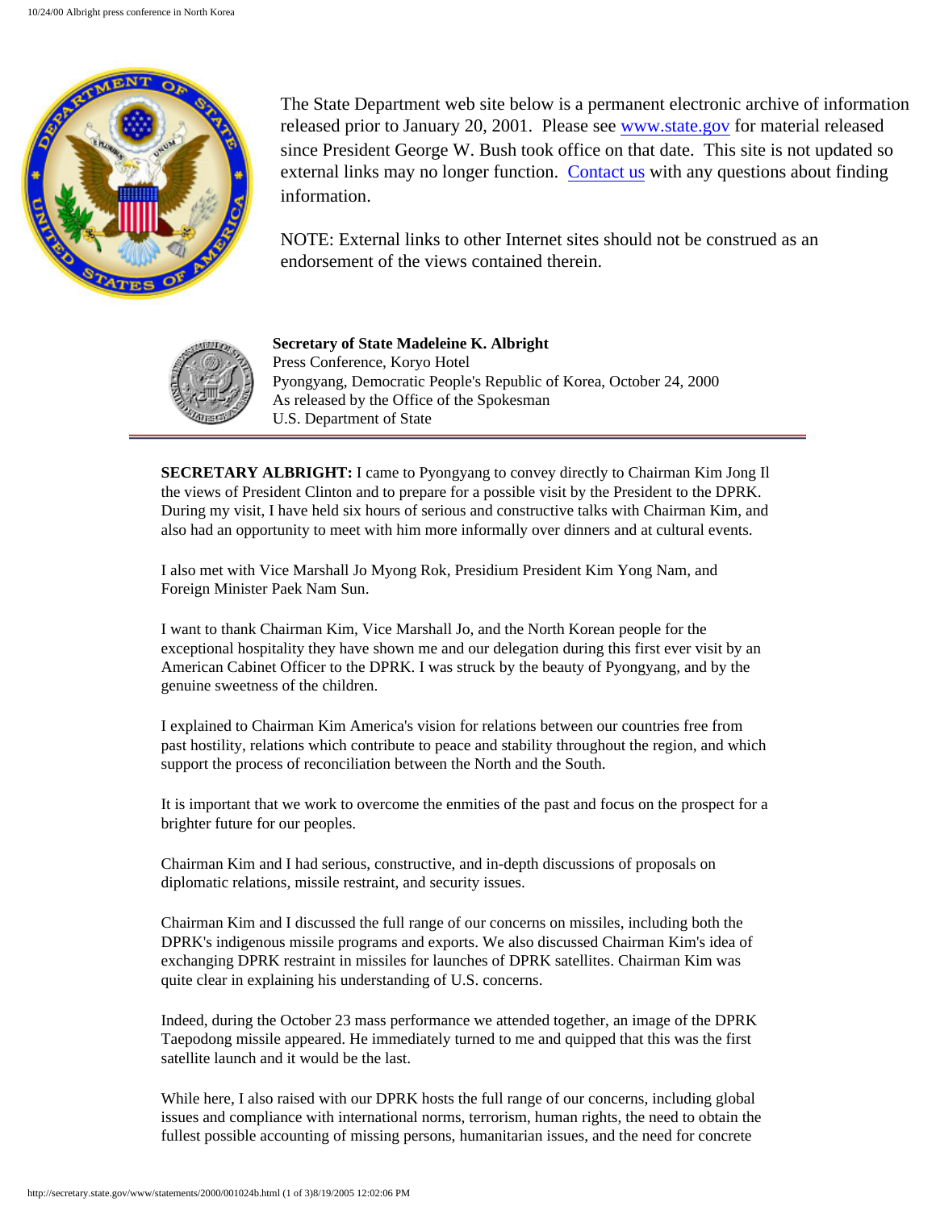The State Department web site below is a permanent electronic archive of information released prior to January 20, 2001. Please see [www.state.gov](http://www.state.gov) for material released since President George W. Bush took office on that date. This site is not updated so external links may no longer function. [Contact us](#) with any questions about finding information.

NOTE: External links to other Internet sites should not be construed as an endorsement of the views contained therein.

**Secretary of State Madeleine K. Albright**
Press Conference, Koryo Hotel
Pyongyang, Democratic People's Republic of Korea, October 24, 2000
As released by the Office of the Spokesman
U.S. Department of State

---

**SECRETARY ALBRIGHT:** I came to Pyongyang to convey directly to Chairman Kim Jong Il the views of President Clinton and to prepare for a possible visit by the President to the DPRK. During my visit, I have held six hours of serious and constructive talks with Chairman Kim, and also had an opportunity to meet with him more informally over dinners and at cultural events.

I also met with Vice Marshall Jo Myong Rok, Presidium President Kim Yong Nam, and Foreign Minister Paek Nam Sun.

I want to thank Chairman Kim, Vice Marshall Jo, and the North Korean people for the exceptional hospitality they have shown me and our delegation during this first ever visit by an American Cabinet Officer to the DPRK. I was struck by the beauty of Pyongyang, and by the genuine sweetness of the children.

I explained to Chairman Kim America's vision for relations between our countries free from past hostility, relations which contribute to peace and stability throughout the region, and which support the process of reconciliation between the North and the South.

It is important that we work to overcome the enmities of the past and focus on the prospect for a brighter future for our peoples.

Chairman Kim and I had serious, constructive, and in-depth discussions of proposals on diplomatic relations, missile restraint, and security issues.

Chairman Kim and I discussed the full range of our concerns on missiles, including both the DPRK's indigenous missile programs and exports. We also discussed Chairman Kim's idea of exchanging DPRK restraint in missiles for launches of DPRK satellites. Chairman Kim was quite clear in explaining his understanding of U.S. concerns.

Indeed, during the October 23 mass performance we attended together, an image of the DPRK Taepodong missile appeared. He immediately turned to me and quipped that this was the first satellite launch and it would be the last.

While here, I also raised with our DPRK hosts the full range of our concerns, including global issues and compliance with international norms, terrorism, human rights, the need to obtain the fullest possible accounting of missing persons, humanitarian issues, and the need for concrete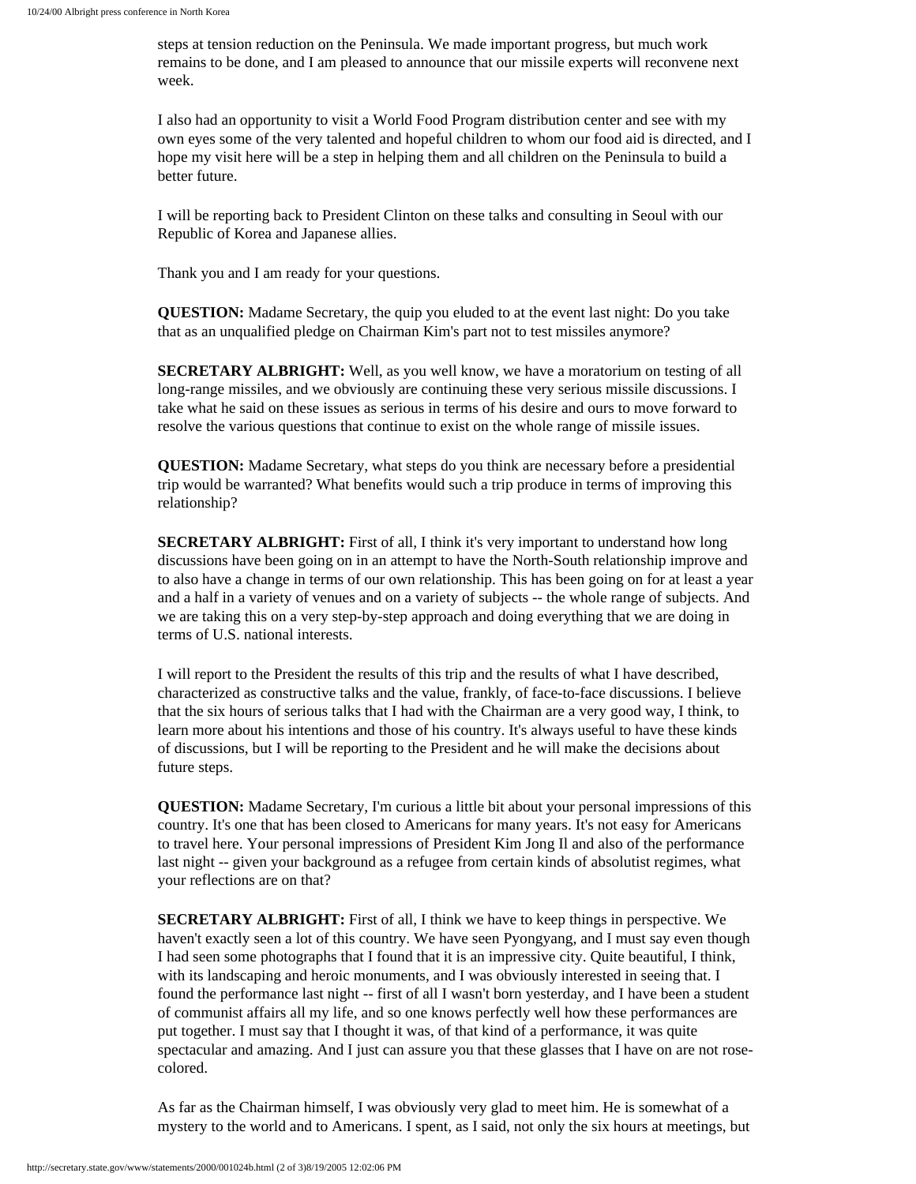steps at tension reduction on the Peninsula. We made important progress, but much work remains to be done, and I am pleased to announce that our missile experts will reconvene next week.

I also had an opportunity to visit a World Food Program distribution center and see with my own eyes some of the very talented and hopeful children to whom our food aid is directed, and I hope my visit here will be a step in helping them and all children on the Peninsula to build a better future.

I will be reporting back to President Clinton on these talks and consulting in Seoul with our Republic of Korea and Japanese allies.

Thank you and I am ready for your questions.

**QUESTION:** Madame Secretary, the quip you eluded to at the event last night: Do you take that as an unqualified pledge on Chairman Kim's part not to test missiles anymore?

**SECRETARY ALBRIGHT:** Well, as you well know, we have a moratorium on testing of all long-range missiles, and we obviously are continuing these very serious missile discussions. I take what he said on these issues as serious in terms of his desire and ours to move forward to resolve the various questions that continue to exist on the whole range of missile issues.

**QUESTION:** Madame Secretary, what steps do you think are necessary before a presidential trip would be warranted? What benefits would such a trip produce in terms of improving this relationship?

**SECRETARY ALBRIGHT:** First of all, I think it's very important to understand how long discussions have been going on in an attempt to have the North-South relationship improve and to also have a change in terms of our own relationship. This has been going on for at least a year and a half in a variety of venues and on a variety of subjects -- the whole range of subjects. And we are taking this on a very step-by-step approach and doing everything that we are doing in terms of U.S. national interests.

I will report to the President the results of this trip and the results of what I have described, characterized as constructive talks and the value, frankly, of face-to-face discussions. I believe that the six hours of serious talks that I had with the Chairman are a very good way, I think, to learn more about his intentions and those of his country. It's always useful to have these kinds of discussions, but I will be reporting to the President and he will make the decisions about future steps.

**QUESTION:** Madame Secretary, I'm curious a little bit about your personal impressions of this country. It's one that has been closed to Americans for many years. It's not easy for Americans to travel here. Your personal impressions of President Kim Jong Il and also of the performance last night -- given your background as a refugee from certain kinds of absolutist regimes, what your reflections are on that?

**SECRETARY ALBRIGHT:** First of all, I think we have to keep things in perspective. We haven't exactly seen a lot of this country. We have seen Pyongyang, and I must say even though I had seen some photographs that I found that it is an impressive city. Quite beautiful, I think, with its landscaping and heroic monuments, and I was obviously interested in seeing that. I found the performance last night -- first of all I wasn't born yesterday, and I have been a student of communist affairs all my life, and so one knows perfectly well how these performances are put together. I must say that I thought it was, of that kind of a performance, it was quite spectacular and amazing. And I just can assure you that these glasses that I have on are not rose-colored.

As far as the Chairman himself, I was obviously very glad to meet him. He is somewhat of a mystery to the world and to Americans. I spent, as I said, not only the six hours at meetings, but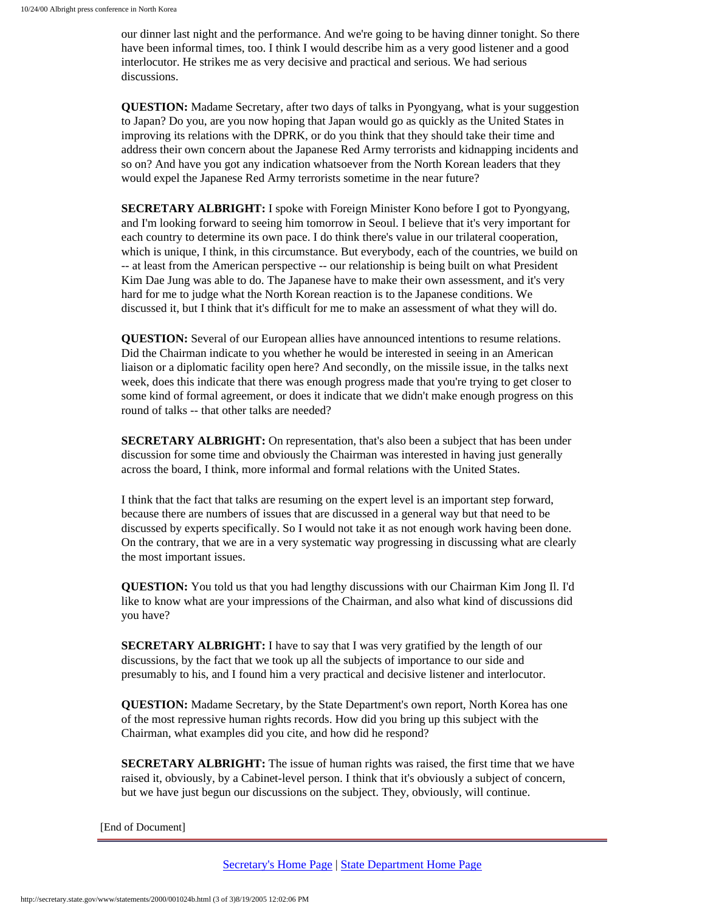our dinner last night and the performance. And we're going to be having dinner tonight. So there have been informal times, too. I think I would describe him as a very good listener and a good interlocutor. He strikes me as very decisive and practical and serious. We had serious discussions.

**QUESTION:** Madame Secretary, after two days of talks in Pyongyang, what is your suggestion to Japan? Do you, are you now hoping that Japan would go as quickly as the United States in improving its relations with the DPRK, or do you think that they should take their time and address their own concern about the Japanese Red Army terrorists and kidnapping incidents and so on? And have you got any indication whatsoever from the North Korean leaders that they would expel the Japanese Red Army terrorists sometime in the near future?

**SECRETARY ALBRIGHT:** I spoke with Foreign Minister Kono before I got to Pyongyang, and I'm looking forward to seeing him tomorrow in Seoul. I believe that it's very important for each country to determine its own pace. I do think there's value in our trilateral cooperation, which is unique, I think, in this circumstance. But everybody, each of the countries, we build on -- at least from the American perspective -- our relationship is being built on what President Kim Dae Jung was able to do. The Japanese have to make their own assessment, and it's very hard for me to judge what the North Korean reaction is to the Japanese conditions. We discussed it, but I think that it's difficult for me to make an assessment of what they will do.

**QUESTION:** Several of our European allies have announced intentions to resume relations. Did the Chairman indicate to you whether he would be interested in seeing in an American liaison or a diplomatic facility open here? And secondly, on the missile issue, in the talks next week, does this indicate that there was enough progress made that you're trying to get closer to some kind of formal agreement, or does it indicate that we didn't make enough progress on this round of talks -- that other talks are needed?

**SECRETARY ALBRIGHT:** On representation, that's also been a subject that has been under discussion for some time and obviously the Chairman was interested in having just generally across the board, I think, more informal and formal relations with the United States.

I think that the fact that talks are resuming on the expert level is an important step forward, because there are numbers of issues that are discussed in a general way but that need to be discussed by experts specifically. So I would not take it as not enough work having been done. On the contrary, that we are in a very systematic way progressing in discussing what are clearly the most important issues.

**QUESTION:** You told us that you had lengthy discussions with our Chairman Kim Jong Il. I'd like to know what are your impressions of the Chairman, and also what kind of discussions did you have?

**SECRETARY ALBRIGHT:** I have to say that I was very gratified by the length of our discussions, by the fact that we took up all the subjects of importance to our side and presumably to his, and I found him a very practical and decisive listener and interlocutor.

**QUESTION:** Madame Secretary, by the State Department's own report, North Korea has one of the most repressive human rights records. How did you bring up this subject with the Chairman, what examples did you cite, and how did he respond?

**SECRETARY ALBRIGHT:** The issue of human rights was raised, the first time that we have raised it, obviously, by a Cabinet-level person. I think that it's obviously a subject of concern, but we have just begun our discussions on the subject. They, obviously, will continue.

[End of Document]

---

Secretary's Home Page | State Department Home Page